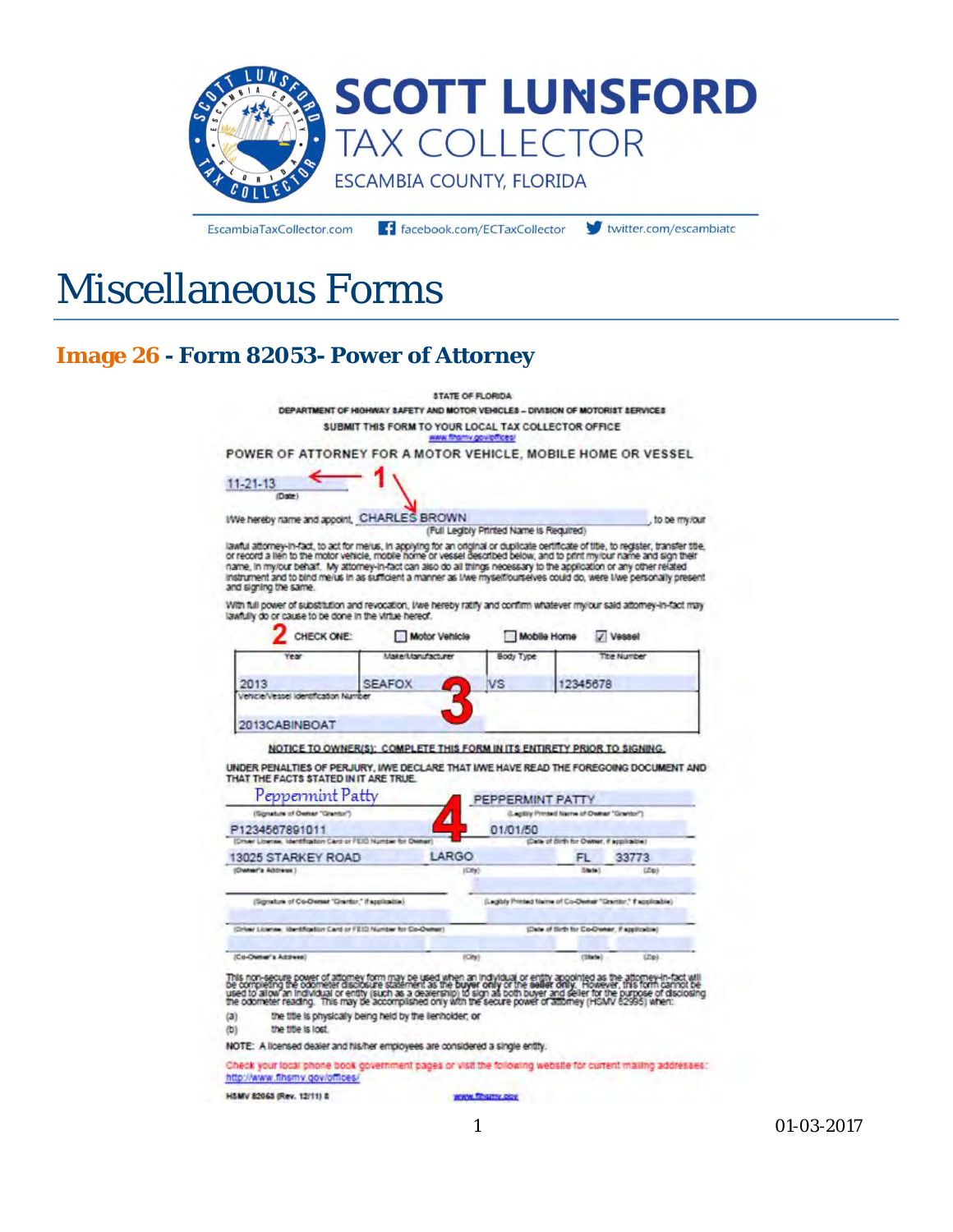# SCOTT LUNSFORD
## TAX COLLECTOR
ESCAMBIA COUNTY, FLORIDA

EscambiaTaxCollector.com   facebook.com/ECTaxCollector   twitter.com/escambiatc

# Miscellaneous Forms

## Image 26 - Form 82053- Power of Attorney

STATE OF FLORIDA
DEPARTMENT OF HIGHWAY SAFETY AND MOTOR VEHICLES – DIVISION OF MOTORIST SERVICES
SUBMIT THIS FORM TO YOUR LOCAL TAX COLLECTOR OFFICE
www.flhsmv.gov/offices/

**POWER OF ATTORNEY FOR A MOTOR VEHICLE, MOBILE HOME OR VESSEL**

11-21-13 ← 1
(Date)

I/We hereby name and appoint, CHARLES BROWN, to be my/our
(Full Legibly Printed Name is Required)

lawful attorney-in-fact, to act for me/us, in applying for an original or duplicate certificate of title, to register, transfer title, or record a lien to the motor vehicle, mobile home or vessel described below, and to print my/our name and sign their name, in my/our behalf. My attorney-in-fact can also do all things necessary to the application or any other related instrument and to bind me/us in as sufficient a manner as I/we myself/ourselves could do, were I/we personally present and signing the same.

With full power of substitution and revocation, I/we hereby ratify and confirm whatever my/our said attorney-in-fact may lawfully do or cause to be done in the virtue hereof.

2 CHECK ONE: ☐ Motor Vehicle ☐ Mobile Home ☑ Vessel

| Year | Make/Manufacturer | Body Type | Title Number |
|---|---|---|---|
| 2013 | SEAFOX | VS | 12345678 |
| Vehicle/Vessel Identification Number: 2013CABINBOAT | | | |

3

**NOTICE TO OWNER(S): COMPLETE THIS FORM IN ITS ENTIRETY PRIOR TO SIGNING.**

**UNDER PENALTIES OF PERJURY, I/WE DECLARE THAT I/WE HAVE READ THE FOREGOING DOCUMENT AND THAT THE FACTS STATED IN IT ARE TRUE.**

4

| | |
|---|---|
| Peppermint Patty (Signature of Owner "Grantor") | PEPPERMINT PATTY (Legibly Printed Name of Owner "Grantor") |
| P1234567891011 (Driver License, Identification Card or FEID Number for Owner) | 01/01/50 (Date of Birth for Owner, if applicable) |
| 13025 STARKEY ROAD (Owner's Address) LARGO (City) | FL (State) 33773 (Zip) |
| (Signature of Co-Owner "Grantor," if applicable) | (Legibly Printed Name of Co-Owner "Grantor," if applicable) |
| (Driver License, Identification Card or FEID Number for Co-Owner) | (Date of Birth for Co-Owner, if applicable) |
| (Co-Owner's Address) (City) | (State) (Zip) |

This non-secure power of attorney form may be used when an individual or entity appointed as the attorney-in-fact will be completing the odometer disclosure statement as the **buyer** only or the **seller** only. However, this form cannot be used to allow an individual or entity (such as a dealership) to sign as both buyer and seller for the purpose of disclosing the odometer reading. This may be accomplished only with the secure power of attorney (HSMV 82995) when:

(a) the title is physically being held by the lienholder; or
(b) the title is lost.

NOTE: A licensed dealer and his/her employees are considered a single entity.

Check your local phone book government pages or visit the following website for current mailing addresses: http://www.flhsmv.gov/offices/

HSMV 82053 (Rev. 12/11) S    www.flhsmv.gov

01-03-2017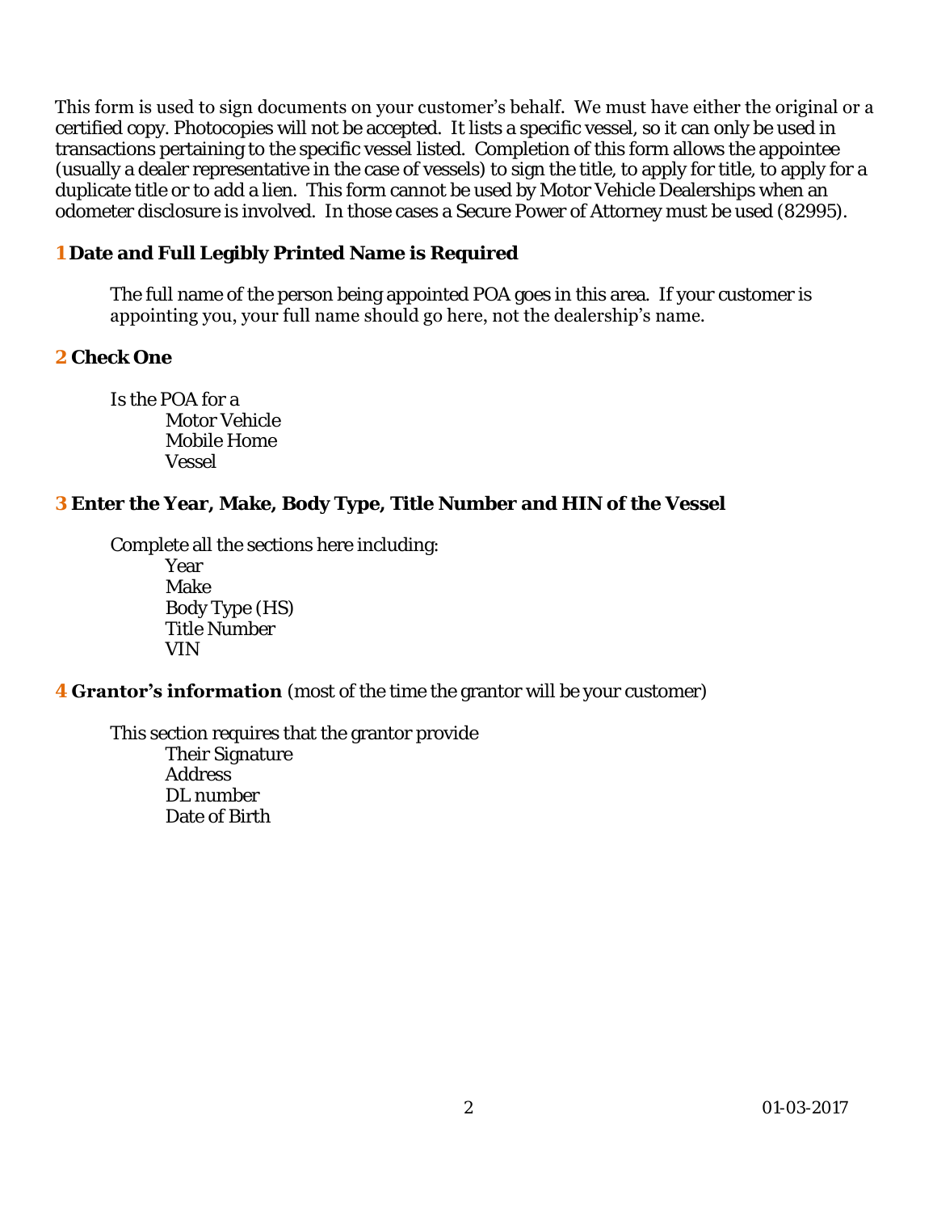This form is used to sign documents on your customer's behalf. We must have either the original or a certified copy. Photocopies will not be accepted. It lists a specific vessel, so it can only be used in transactions pertaining to the specific vessel listed. Completion of this form allows the appointee (usually a dealer representative in the case of vessels) to sign the title, to apply for title, to apply for a duplicate title or to add a lien. This form cannot be used by Motor Vehicle Dealerships when an odometer disclosure is involved. In those cases a Secure Power of Attorney must be used (82995).

### 1 Date and Full Legibly Printed Name is Required

The full name of the person being appointed POA goes in this area. If your customer is appointing you, your full name should go here, not the dealership's name.

### 2 Check One

Is the POA for a

- Motor Vehicle
- Mobile Home
- Vessel

### 3 Enter the Year, Make, Body Type, Title Number and HIN of the Vessel

Complete all the sections here including:

- Year
- Make
- Body Type (HS)
- Title Number
- VIN

### 4 Grantor's information (most of the time the grantor will be your customer)

This section requires that the grantor provide

- Their Signature
- Address
- DL number
- Date of Birth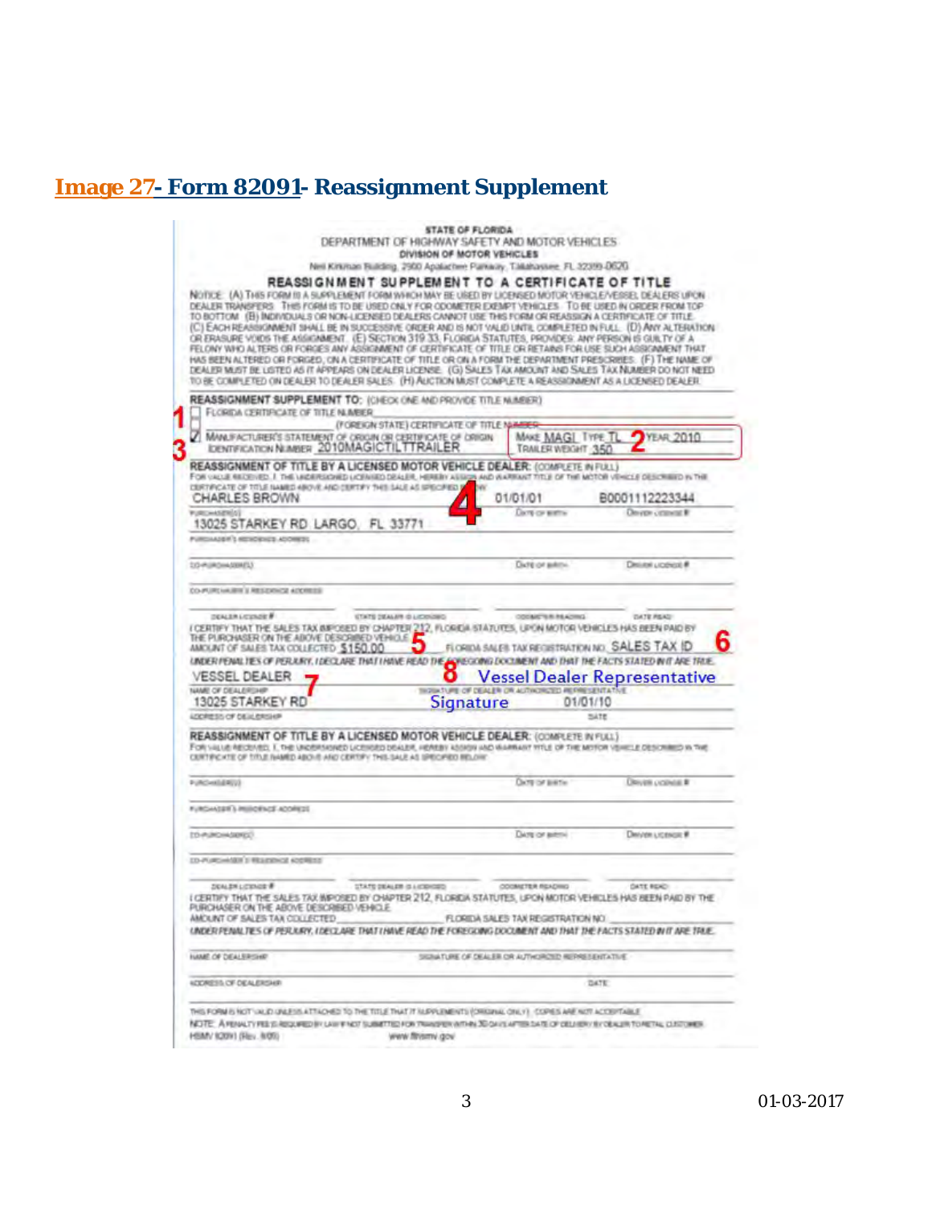## Image 27- Form 82091- Reassignment Supplement

STATE OF FLORIDA
DEPARTMENT OF HIGHWAY SAFETY AND MOTOR VEHICLES
DIVISION OF MOTOR VEHICLES
Neil Kirkman Building, 2900 Apalachee Parkway, Tallahassee, FL 32399-0620

### REASSIGNMENT SUPPLEMENT TO A CERTIFICATE OF TITLE

NOTICE: (A) THIS FORM IS A SUPPLEMENT FORM WHICH MAY BE USED BY LICENSED MOTOR VEHICLE/VESSEL DEALERS UPON DEALER TRANSFERS. THIS FORM IS TO BE USED ONLY FOR ODOMETER EXEMPT VEHICLES. TO BE USED IN ORDER FROM TOP TO BOTTOM. (B) INDIVIDUALS OR NON-LICENSED DEALERS CANNOT USE THIS FORM OR REASSIGN A CERTIFICATE OF TITLE. (C) EACH REASSIGNMENT SHALL BE IN SUCCESSIVE ORDER AND IS NOT VALID UNTIL COMPLETED IN FULL. (D) ANY ALTERATION OR ERASURE VOIDS THE ASSIGNMENT. (E) SECTION 319.33, FLORIDA STATUTES, PROVIDES: ANY PERSON IS GUILTY OF A FELONY WHO ALTERS OR FORGES ANY ASSIGNMENT OF CERTIFICATE OF TITLE OR RETAINS FOR USE SUCH ASSIGNMENT THAT HAS BEEN ALTERED OR FORGED, ON A CERTIFICATE OF TITLE OR ON A FORM THE DEPARTMENT PRESCRIBES. (F) THE NAME OF DEALER MUST BE LISTED AS IT APPEARS ON DEALER LICENSE. (G) SALES TAX AMOUNT AND SALES TAX NUMBER DO NOT NEED TO BE COMPLETED ON DEALER TO DEALER SALES. (H) AUCTION MUST COMPLETE A REASSIGNMENT AS A LICENSED DEALER.

**REASSIGNMENT SUPPLEMENT TO:** (CHECK ONE AND PROVIDE TITLE NUMBER)

1 ☐ FLORIDA CERTIFICATE OF TITLE NUMBER
☐ (FOREIGN STATE) CERTIFICATE OF TITLE NUMBER
3 ☑ MANUFACTURER'S STATEMENT OF ORIGIN OR CERTIFICATE OF ORIGIN — IDENTIFICATION NUMBER 2010MAGICTILTTRAILER

2 MAKE MAGI TYPE TL YEAR 2010 TRAILER WEIGHT 350

**REASSIGNMENT OF TITLE BY A LICENSED MOTOR VEHICLE DEALER:** (COMPLETE IN FULL)
FOR VALUE RECEIVED, I, THE UNDERSIGNED LICENSED DEALER, HEREBY ASSIGN AND WARRANT TITLE OF THE MOTOR VEHICLE DESCRIBED IN THE CERTIFICATE OF TITLE NAMED ABOVE AND CERTIFY THIS SALE AS SPECIFIED BELOW

4
| PURCHASER(S) | DATE OF BIRTH | DRIVER LICENSE # |
|---|---|---|
| CHARLES BROWN | 01/01/01 | B0001112223344 |

PURCHASER'S RESIDENCE ADDRESS: 13025 STARKEY RD LARGO, FL 33771

CO-PURCHASER(S) ______ DATE OF BIRTH ______ DRIVER LICENSE # ______

CO-PURCHASER'S RESIDENCE ADDRESS ______

DEALER LICENSE # ______ STATE DEALER IS LICENSED ______ ODOMETER READING ______ DATE READ ______

I CERTIFY THAT THE SALES TAX IMPOSED BY CHAPTER 212, FLORIDA STATUTES, UPON MOTOR VEHICLES HAS BEEN PAID BY THE PURCHASER ON THE ABOVE DESCRIBED VEHICLE.
AMOUNT OF SALES TAX COLLECTED $150.00 5 FLORIDA SALES TAX REGISTRATION NO. SALES TAX ID 6

*UNDER PENALTIES OF PERJURY, I DECLARE THAT I HAVE READ THE FOREGOING DOCUMENT AND THAT THE FACTS STATED IN IT ARE TRUE.*

NAME OF DEALERSHIP: VESSEL DEALER 7
SIGNATURE OF DEALER OR AUTHORIZED REPRESENTATIVE: 8 Vessel Dealer Representative Signature
ADDRESS OF DEALERSHIP: 13025 STARKEY RD
DATE: 01/01/10

**REASSIGNMENT OF TITLE BY A LICENSED MOTOR VEHICLE DEALER:** (COMPLETE IN FULL)
FOR VALUE RECEIVED, I, THE UNDERSIGNED LICENSED DEALER, HEREBY ASSIGN AND WARRANT TITLE OF THE MOTOR VEHICLE DESCRIBED IN THE CERTIFICATE OF TITLE NAMED ABOVE AND CERTIFY THIS SALE AS SPECIFIED BELOW

PURCHASER(S) ______ DATE OF BIRTH ______ DRIVER LICENSE # ______

PURCHASER'S RESIDENCE ADDRESS ______

CO-PURCHASER(S) ______ DATE OF BIRTH ______ DRIVER LICENSE # ______

CO-PURCHASER'S RESIDENCE ADDRESS ______

DEALER LICENSE # ______ STATE DEALER IS LICENSED ______ ODOMETER READING ______ DATE READ ______

I CERTIFY THAT THE SALES TAX IMPOSED BY CHAPTER 212, FLORIDA STATUTES, UPON MOTOR VEHICLES HAS BEEN PAID BY THE PURCHASER ON THE ABOVE DESCRIBED VEHICLE.
AMOUNT OF SALES TAX COLLECTED ______ FLORIDA SALES TAX REGISTRATION NO. ______

*UNDER PENALTIES OF PERJURY, I DECLARE THAT I HAVE READ THE FOREGOING DOCUMENT AND THAT THE FACTS STATED IN IT ARE TRUE.*

NAME OF DEALERSHIP ______ SIGNATURE OF DEALER OR AUTHORIZED REPRESENTATIVE ______

ADDRESS OF DEALERSHIP ______ DATE ______

THIS FORM IS NOT VALID UNLESS ATTACHED TO THE TITLE THAT IT SUPPLEMENTS (ORIGINAL ONLY). COPIES ARE NOT ACCEPTABLE.
NOTE: A PENALTY FEE IS REQUIRED BY LAW IF NOT SUBMITTED FOR TRANSFER WITHIN 30 DAYS AFTER DATE OF DELIVERY BY DEALER TO RETAIL CUSTOMER.
HSMV 82091 (Rev. 8/05) www.flhsmv.gov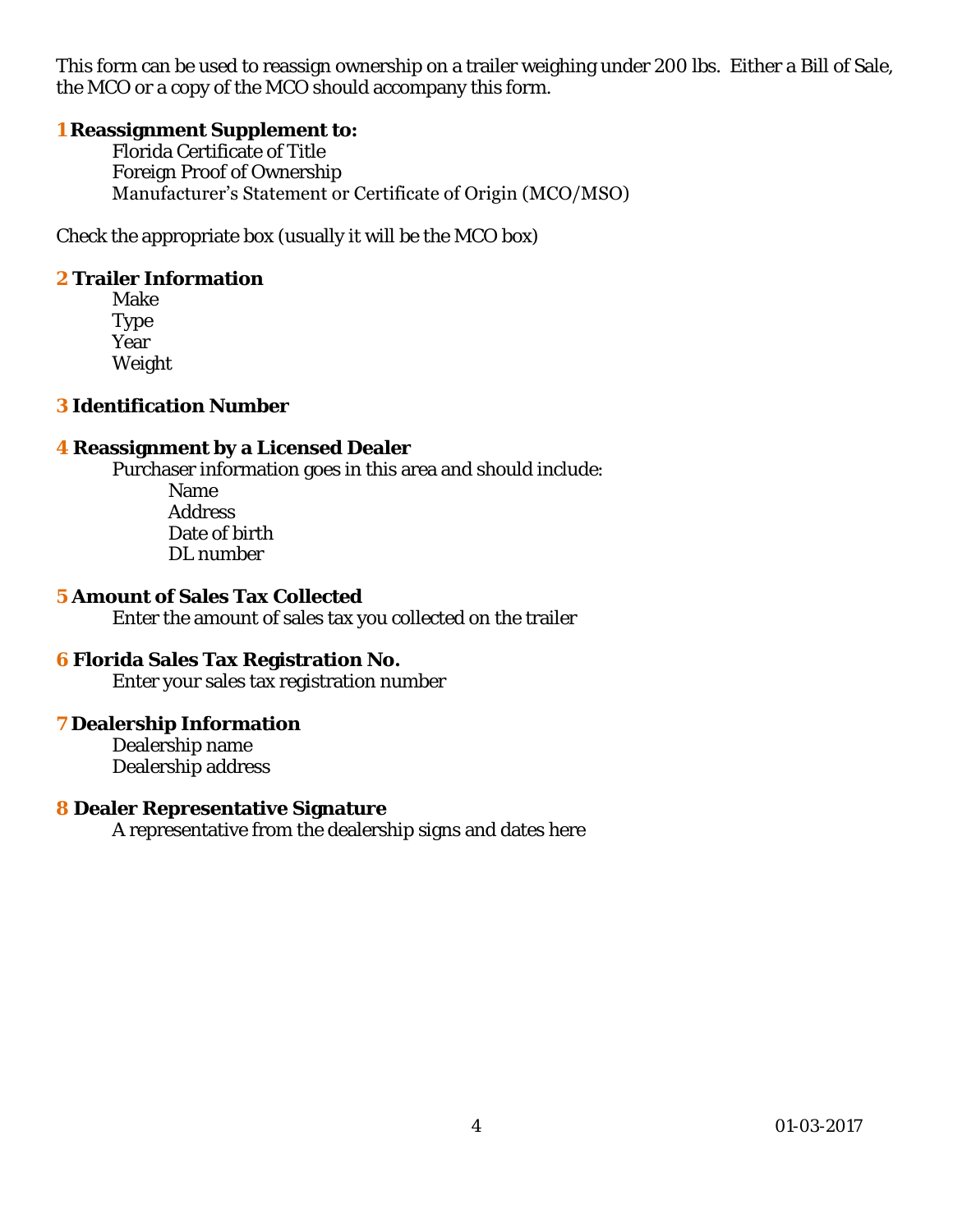This form can be used to reassign ownership on a trailer weighing under 200 lbs. Either a Bill of Sale, the MCO or a copy of the MCO should accompany this form.

**1 Reassignment Supplement to:**

- Florida Certificate of Title
- Foreign Proof of Ownership
- Manufacturer's Statement or Certificate of Origin (MCO/MSO)

Check the appropriate box (usually it will be the MCO box)

**2 Trailer Information**

- Make
- Type
- Year
- Weight

**3 Identification Number**

**4 Reassignment by a Licensed Dealer**

Purchaser information goes in this area and should include:

- Name
- Address
- Date of birth
- DL number

**5 Amount of Sales Tax Collected**

Enter the amount of sales tax you collected on the trailer

**6 Florida Sales Tax Registration No.**

Enter your sales tax registration number

**7 Dealership Information**

- Dealership name
- Dealership address

**8 Dealer Representative Signature**

A representative from the dealership signs and dates here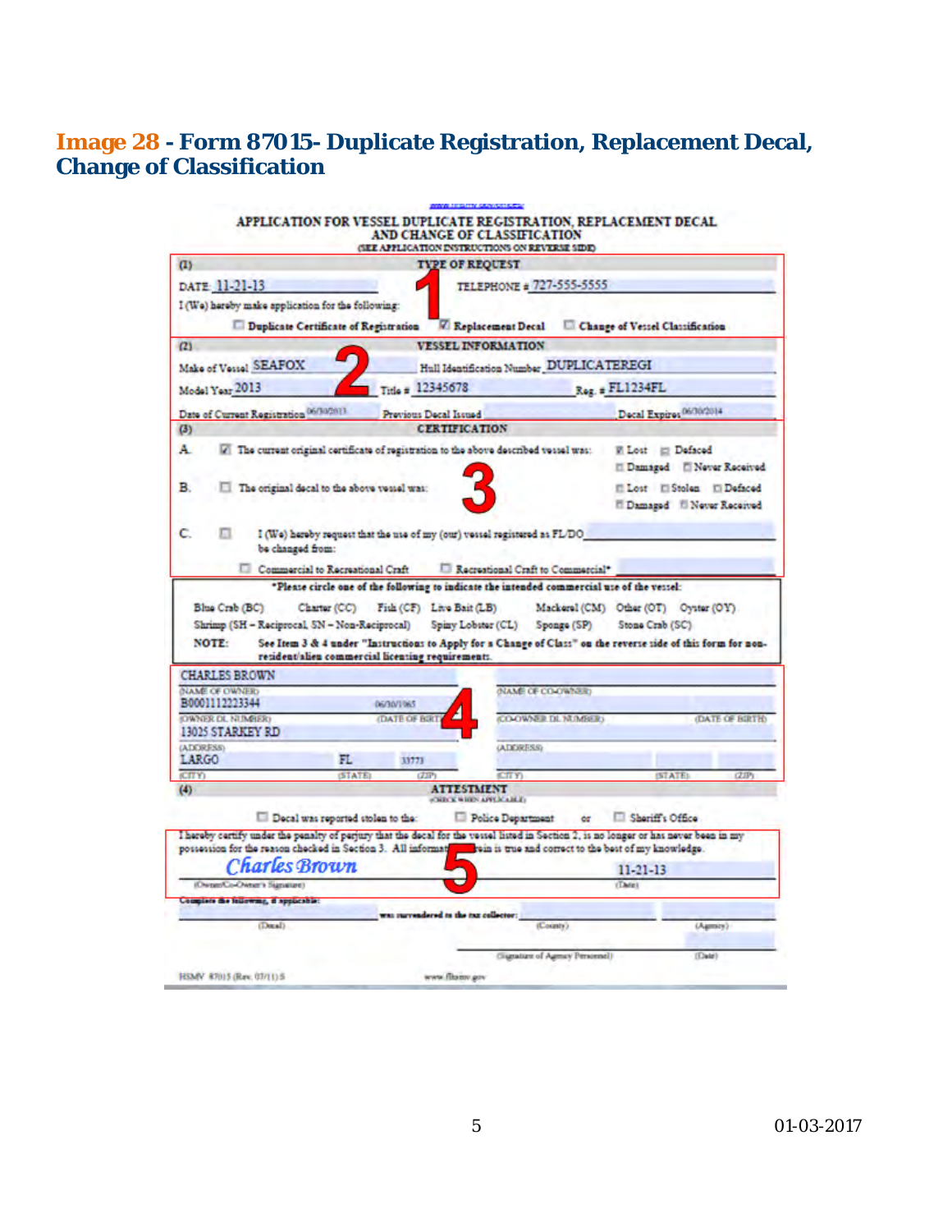## Image 28 - Form 87015- Duplicate Registration, Replacement Decal, Change of Classification

**APPLICATION FOR VESSEL DUPLICATE REGISTRATION, REPLACEMENT DECAL AND CHANGE OF CLASSIFICATION**
(SEE APPLICATION INSTRUCTIONS ON REVERSE SIDE)

**(1) TYPE OF REQUEST** — 1

DATE: 11-21-13 TELEPHONE # 727-555-5555

I (We) hereby make application for the following:

- [ ] Duplicate Certificate of Registration
- [x] Replacement Decal
- [ ] Change of Vessel Classification

**(2) VESSEL INFORMATION** — 2

Make of Vessel: SEAFOX Hull Identification Number: DUPLICATEREGI

Model Year: 2013 Title #: 12345678 Reg. #: FL1234FL

Date of Current Registration: 06/30/2013 Previous Decal Issued: Decal Expires: 06/30/2014

**(3) CERTIFICATION** — 3

A. [x] The current original certificate of registration to the above described vessel was: [x] Lost [ ] Defaced [ ] Damaged [ ] Never Received

B. [ ] The original decal to the above vessel was: [ ] Lost [ ] Stolen [ ] Defaced [ ] Damaged [ ] Never Received

C. [ ] I (We) hereby request that the use of my (our) vessel registered as FL/DO ______ be changed from:

[ ] Commercial to Recreational Craft [ ] Recreational Craft to Commercial*

*Please circle one of the following to indicate the intended commercial use of the vessel:

Blue Crab (BC) Charter (CC) Fish (CF) Live Bait (LB) Mackerel (CM) Other (OT) Oyster (OY)
Shrimp (SH – Reciprocal, SN – Non-Reciprocal) Spiny Lobster (CL) Sponge (SP) Stone Crab (SC)

NOTE: See Item 3 & 4 under "Instructions to Apply for a Change of Class" on the reverse side of this form for non-resident/alien commercial licensing requirements.

4

| | |
|---|---|
| (NAME OF OWNER): CHARLES BROWN | (NAME OF CO-OWNER): |
| (OWNER DL NUMBER): B000111222334 (DATE OF BIRTH): 06/30/1965 | (CO-OWNER DL NUMBER): (DATE OF BIRTH): |
| (ADDRESS): 13025 STARKEY RD | (ADDRESS): |
| (CITY): LARGO (STATE): FL (ZIP): 33773 | (CITY): (STATE): (ZIP): |

**(4) ATTESTMENT**
(CHECK WHEN APPLICABLE)

[ ] Decal was reported stolen to the: [ ] Police Department or [ ] Sheriff's Office

5

I hereby certify under the penalty of perjury that the decal for the vessel listed in Section 2, is no longer or has never been in my possession for the reason checked in Section 3. All information herein is true and correct to the best of my knowledge.

*Charles Brown* (Owner/Co-Owner's Signature) 11-21-13 (Date)

Complete the following, if applicable:

______ (Decal) was surrendered to the tax collector: ______ (County) ______ (Agency)

______ (Signature of Agency Personnel) ______ (Date)

HSMV 87015 (Rev. 07/11) S www.flhsmv.gov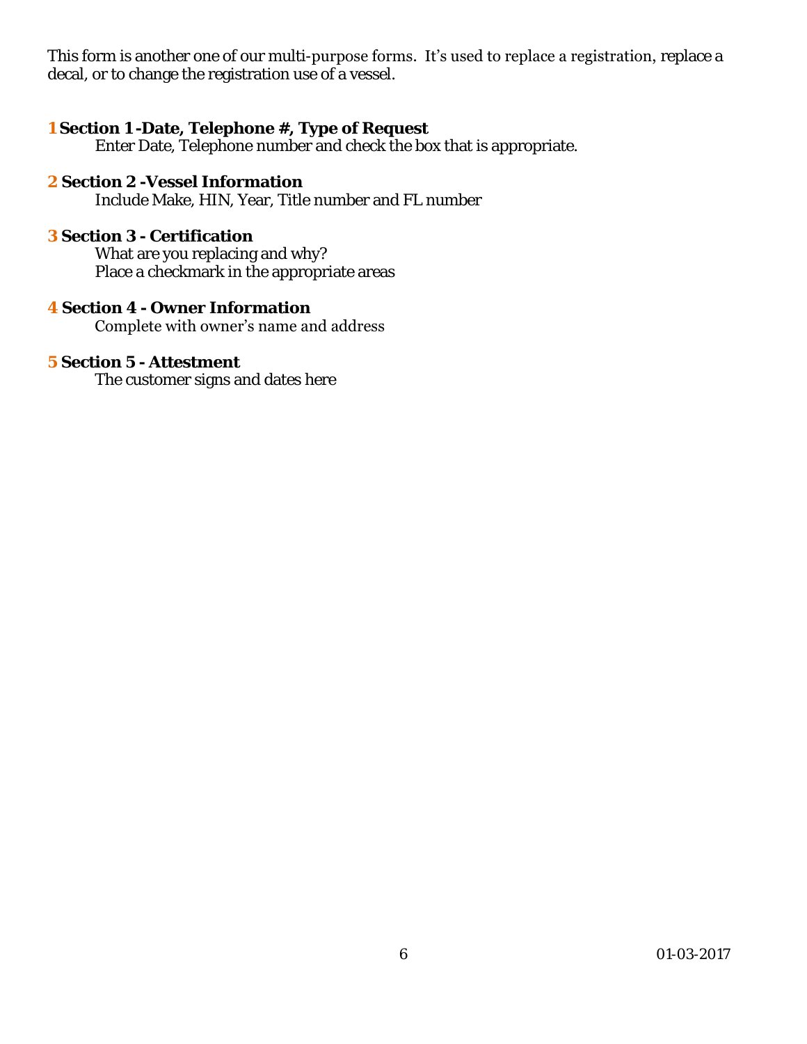This form is another one of our multi-purpose forms. It's used to replace a registration, replace a decal, or to change the registration use of a vessel.

**1 Section 1 -Date, Telephone #, Type of Request**

Enter Date, Telephone number and check the box that is appropriate.

**2 Section 2 -Vessel Information**

Include Make, HIN, Year, Title number and FL number

**3 Section 3 - Certification**

What are you replacing and why?
Place a checkmark in the appropriate areas

**4 Section 4 - Owner Information**

Complete with owner's name and address

**5 Section 5 - Attestment**

The customer signs and dates here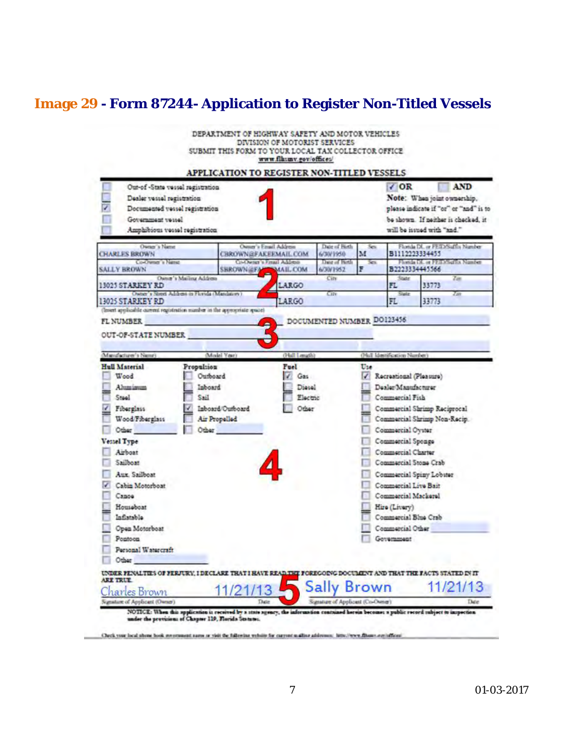## Image 29 - Form 87244- Application to Register Non-Titled Vessels

DEPARTMENT OF HIGHWAY SAFETY AND MOTOR VEHICLES
DIVISION OF MOTORIST SERVICES
SUBMIT THIS FORM TO YOUR LOCAL TAX COLLECTOR OFFICE
www.flhsmv.gov/offices/

### APPLICATION TO REGISTER NON-TITLED VESSELS

**1**

- ☐ Out-of -State vessel registration
- ☐ Dealer vessel registration
- ☑ Documented vessel registration
- ☐ Government vessel
- ☐ Amphibious vessel registration

☑ OR ☐ AND

Note: When joint ownership, please indicate if "or" or "and" is to be shown. If neither is checked, it will be issued with "and."

**2**

| Owner's Name | Owner's Email Address | Date of Birth | Sex | Florida DL or FEID/Suffix Number |
|---|---|---|---|---|
| CHARLES BROWN | CBROWN@FAKEEMAIL.COM | 6/30/1950 | M | B1112223334455 |
| **Co-Owner's Name** | **Co-Owner's Email Address** | **Date of Birth** | **Sex** | **Florida DL or FEID/Suffix Number** |
| SALLY BROWN | SBROWN@FAKEEMAIL.COM | 6/30/1952 | F | B2223334445566 |

| Owner's Mailing Address | City | State | Zip |
|---|---|---|---|
| 13025 STARKEY RD | LARGO | FL | 33773 |
| **Owner's Street Address in Florida (Mandatory)** | **City** | **State** | **Zip** |
| 13025 STARKEY RD | LARGO | FL | 33773 |

**3**

(Insert applicable current registration number in the appropriate space)

FL NUMBER ______ DOCUMENTED NUMBER DO123456

OUT-OF-STATE NUMBER ______

| (Manufacturer's Name) | (Model Year) | (Hull Length) | (Hull Identification Number) |
|---|---|---|---|
| | | | |

**4**

**Hull Material**
- ☐ Wood
- ☐ Aluminum
- ☐ Steel
- ☑ Fiberglass
- ☐ Wood/Fiberglass
- ☐ Other ______

**Propulsion**
- ☐ Outboard
- ☐ Inboard
- ☐ Sail
- ☑ Inboard/Outboard
- ☐ Air Propelled
- ☐ Other ______

**Fuel**
- ☑ Gas
- ☐ Diesel
- ☐ Electric
- ☐ Other

**Use**
- ☑ Recreational (Pleasure)
- ☐ Dealer/Manufacturer
- ☐ Commercial Fish
- ☐ Commercial Shrimp Reciprocal
- ☐ Commercial Shrimp Non-Recip.
- ☐ Commercial Oyster
- ☐ Commercial Sponge
- ☐ Commercial Charter
- ☐ Commercial Stone Crab
- ☐ Commercial Spiny Lobster
- ☐ Commercial Live Bait
- ☐ Commercial Mackerel
- ☐ Hire (Livery)
- ☐ Commercial Blue Crab
- ☐ Commercial Other ______
- ☐ Government

**Vessel Type**
- ☐ Airboat
- ☐ Sailboat
- ☐ Aux. Sailboat
- ☑ Cabin Motorboat
- ☐ Canoe
- ☐ Houseboat
- ☐ Inflatable
- ☐ Open Motorboat
- ☐ Pontoon
- ☐ Personal Watercraft
- ☐ Other ______

**5**

UNDER PENALTIES OF PERJURY, I DECLARE THAT I HAVE READ THE FOREGOING DOCUMENT AND THAT THE FACTS STATED IN IT ARE TRUE.

| Charles Brown | 11/21/13 | Sally Brown | 11/21/13 |
|---|---|---|---|
| Signature of Applicant (Owner) | Date | Signature of Applicant (Co-Owner) | Date |

NOTICE: When this application is received by a state agency, the information contained herein becomes a public record subject to inspection under the provisions of Chapter 119, Florida Statutes.

Check your local phone book government name or visit the following website for current mailing addresses: http://www.flhsmv.gov/offices/

01-03-2017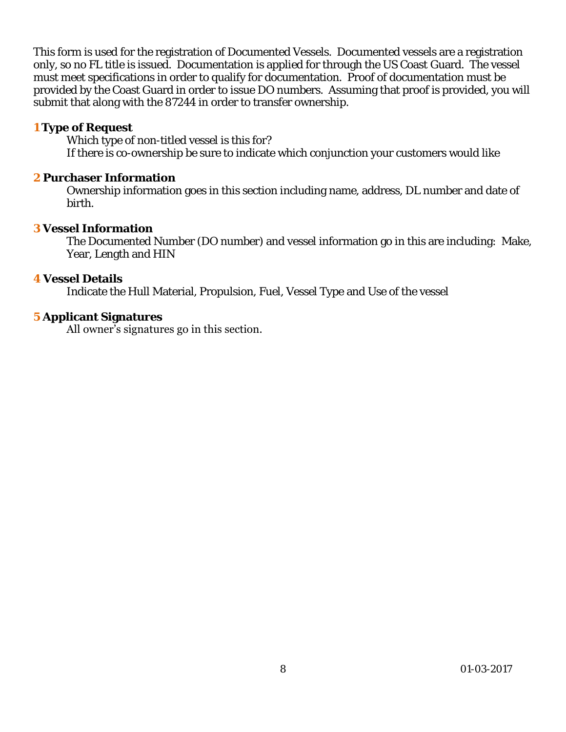This form is used for the registration of Documented Vessels. Documented vessels are a registration only, so no FL title is issued. Documentation is applied for through the US Coast Guard. The vessel must meet specifications in order to qualify for documentation. Proof of documentation must be provided by the Coast Guard in order to issue DO numbers. Assuming that proof is provided, you will submit that along with the 87244 in order to transfer ownership.

**1 Type of Request**

Which type of non-titled vessel is this for?
If there is co-ownership be sure to indicate which conjunction your customers would like

**2 Purchaser Information**

Ownership information goes in this section including name, address, DL number and date of birth.

**3 Vessel Information**

The Documented Number (DO number) and vessel information go in this are including: Make, Year, Length and HIN

**4 Vessel Details**

Indicate the Hull Material, Propulsion, Fuel, Vessel Type and Use of the vessel

**5 Applicant Signatures**

All owner's signatures go in this section.

01-03-2017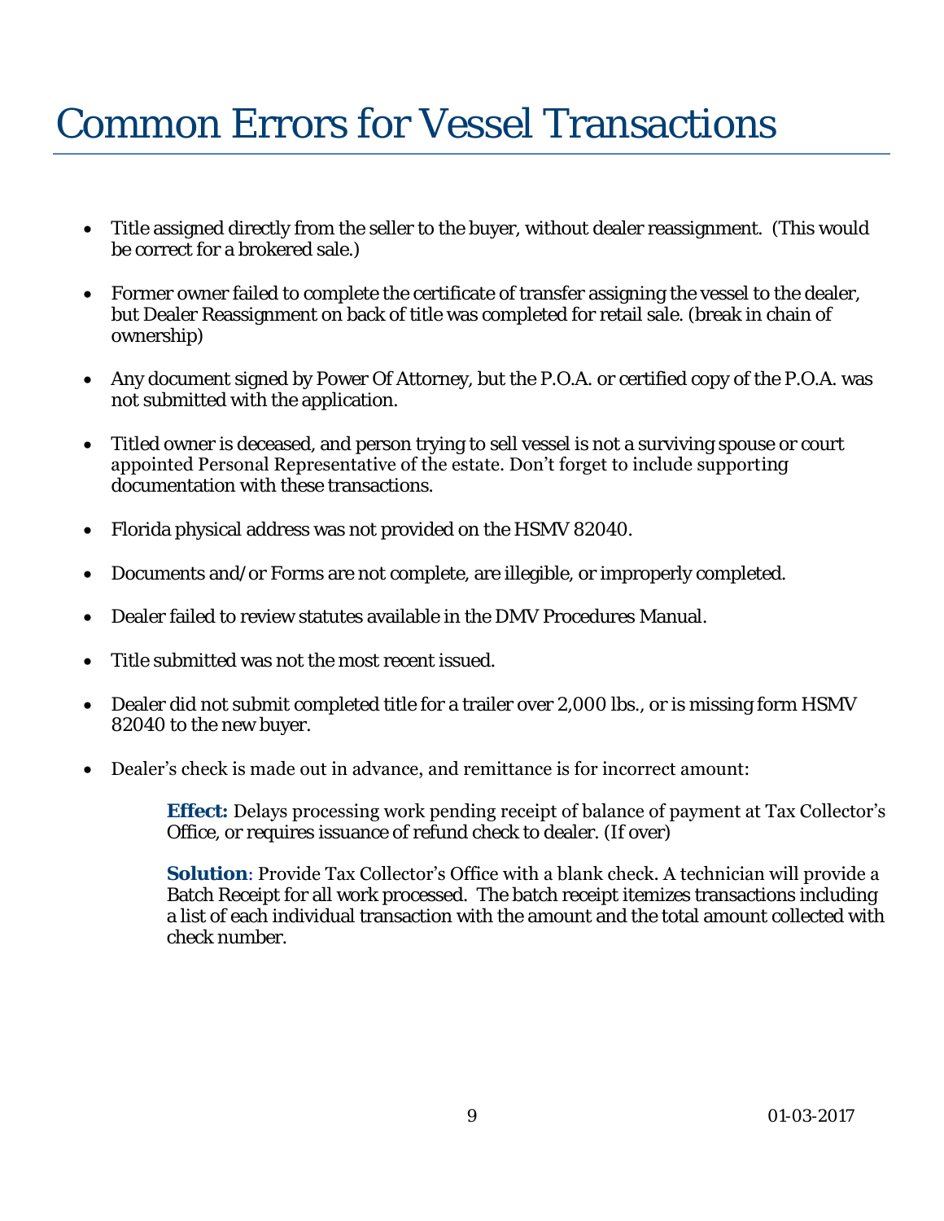# Common Errors for Vessel Transactions

- Title assigned directly from the seller to the buyer, without dealer reassignment. (This would be correct for a brokered sale.)
- Former owner failed to complete the certificate of transfer assigning the vessel to the dealer, but Dealer Reassignment on back of title was completed for retail sale. (break in chain of ownership)
- Any document signed by Power Of Attorney, but the P.O.A. or certified copy of the P.O.A. was not submitted with the application.
- Titled owner is deceased, and person trying to sell vessel is not a surviving spouse or court appointed Personal Representative of the estate. Don't forget to include supporting documentation with these transactions.
- Florida physical address was not provided on the HSMV 82040.
- Documents and/or Forms are not complete, are illegible, or improperly completed.
- Dealer failed to review statutes available in the DMV Procedures Manual.
- Title submitted was not the most recent issued.
- Dealer did not submit completed title for a trailer over 2,000 lbs., or is missing form HSMV 82040 to the new buyer.
- Dealer's check is made out in advance, and remittance is for incorrect amount:

  **Effect:** Delays processing work pending receipt of balance of payment at Tax Collector's Office, or requires issuance of refund check to dealer. (If over)

  **Solution**: Provide Tax Collector's Office with a blank check. A technician will provide a Batch Receipt for all work processed. The batch receipt itemizes transactions including a list of each individual transaction with the amount and the total amount collected with check number.

01-03-2017